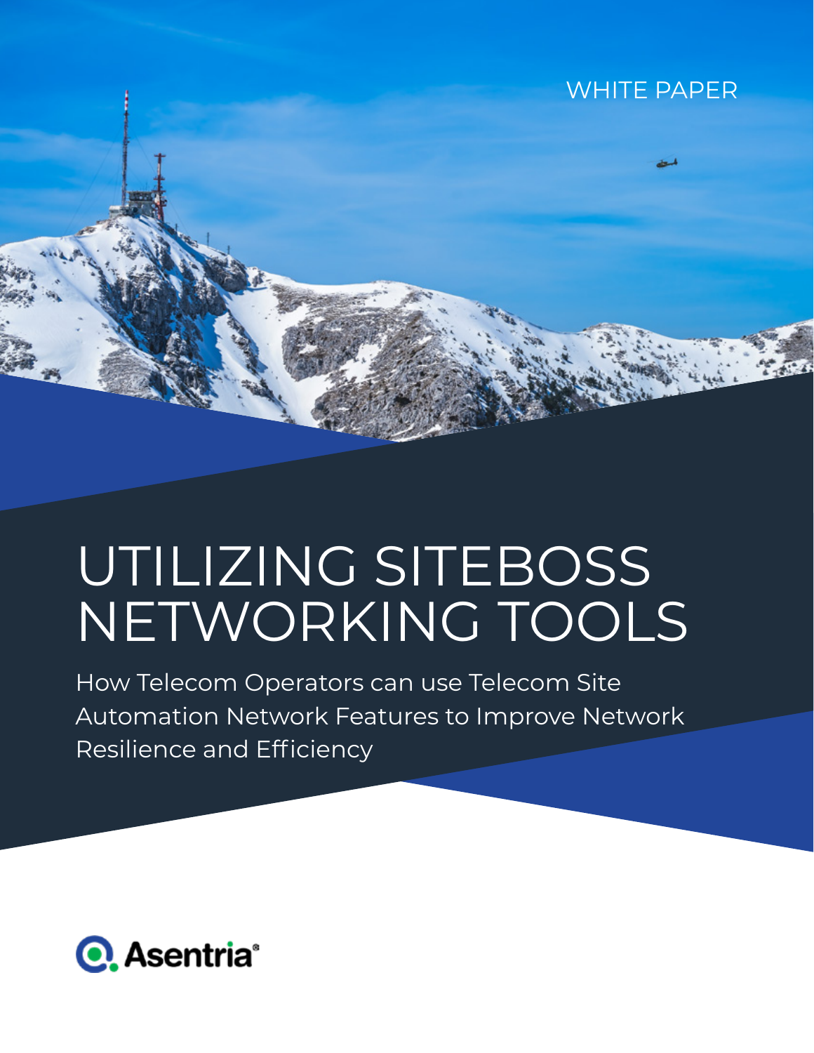WHITE PAPER

# UTILIZING SITEBOSS NETWORKING TOOLS

How Telecom Operators can use Telecom Site Automation Network Features to Improve Network Resilience and Efficiency

Asentria®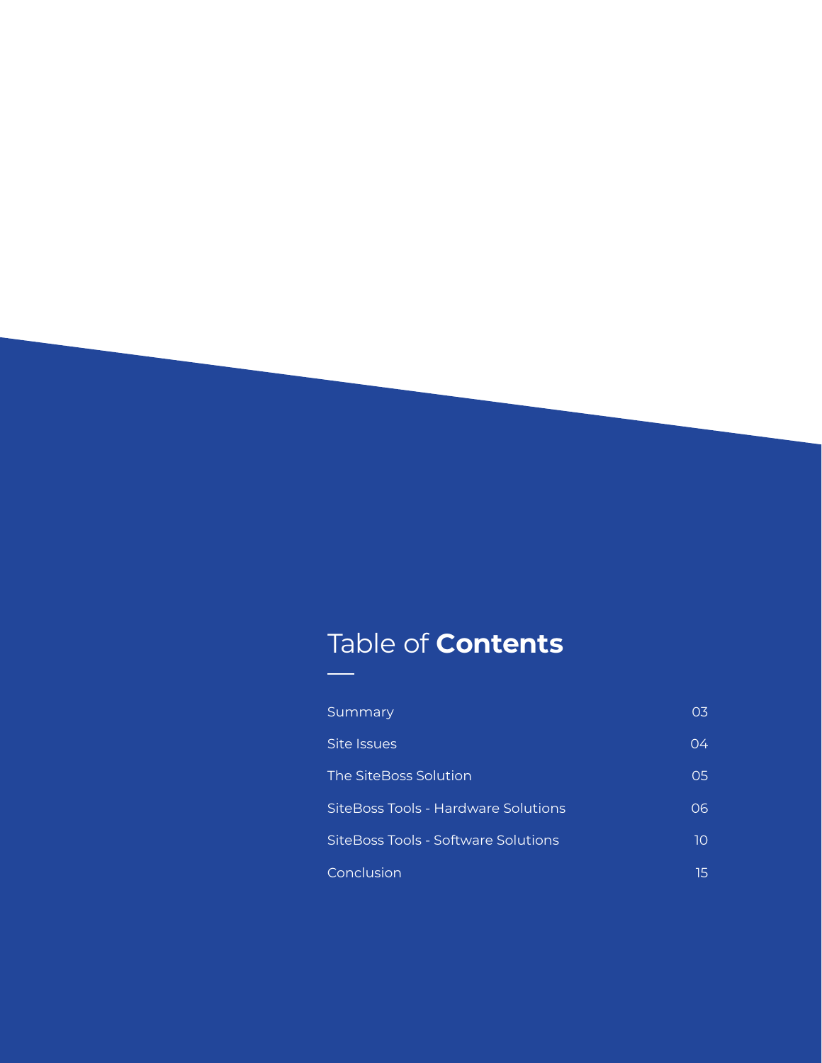# Table of **Contents**

| | |
|---|---|
| Summary | 03 |
| Site Issues | 04 |
| The SiteBoss Solution | 05 |
| SiteBoss Tools - Hardware Solutions | 06 |
| SiteBoss Tools - Software Solutions | 10 |
| Conclusion | 15 |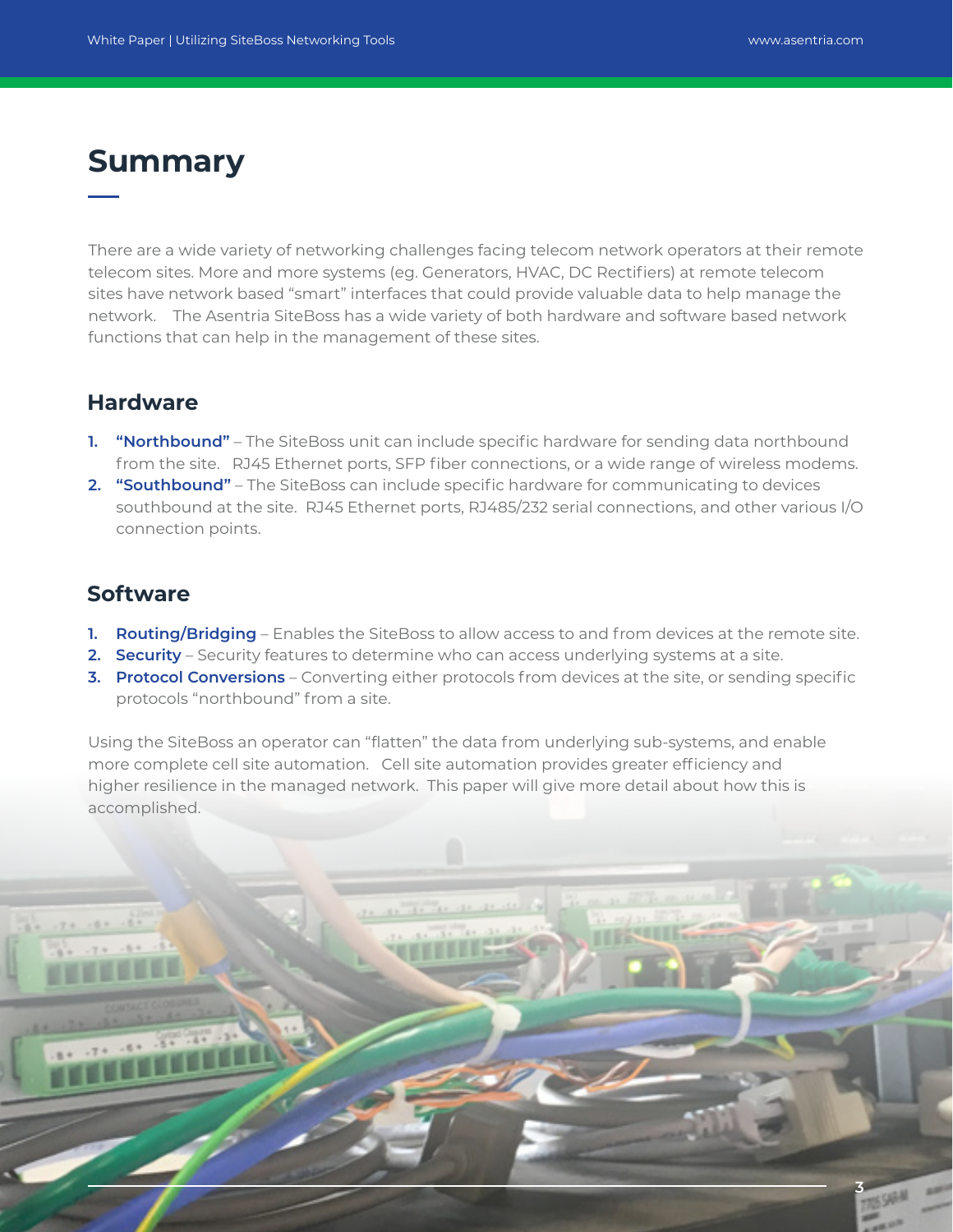# Summary

There are a wide variety of networking challenges facing telecom network operators at their remote telecom sites. More and more systems (eg. Generators, HVAC, DC Rectifiers) at remote telecom sites have network based "smart" interfaces that could provide valuable data to help manage the network.   The Asentria SiteBoss has a wide variety of both hardware and software based network functions that can help in the management of these sites.

## Hardware

1. **"Northbound"** – The SiteBoss unit can include specific hardware for sending data northbound from the site.  RJ45 Ethernet ports, SFP fiber connections, or a wide range of wireless modems.
2. **"Southbound"** – The SiteBoss can include specific hardware for communicating to devices southbound at the site.  RJ45 Ethernet ports, RJ485/232 serial connections, and other various I/O connection points.

## Software

1. **Routing/Bridging** – Enables the SiteBoss to allow access to and from devices at the remote site.
2. **Security** – Security features to determine who can access underlying systems at a site.
3. **Protocol Conversions** – Converting either protocols from devices at the site, or sending specific protocols "northbound" from a site.

Using the SiteBoss an operator can "flatten" the data from underlying sub-systems, and enable more complete cell site automation.   Cell site automation provides greater efficiency and higher resilience in the managed network.  This paper will give more detail about how this is accomplished.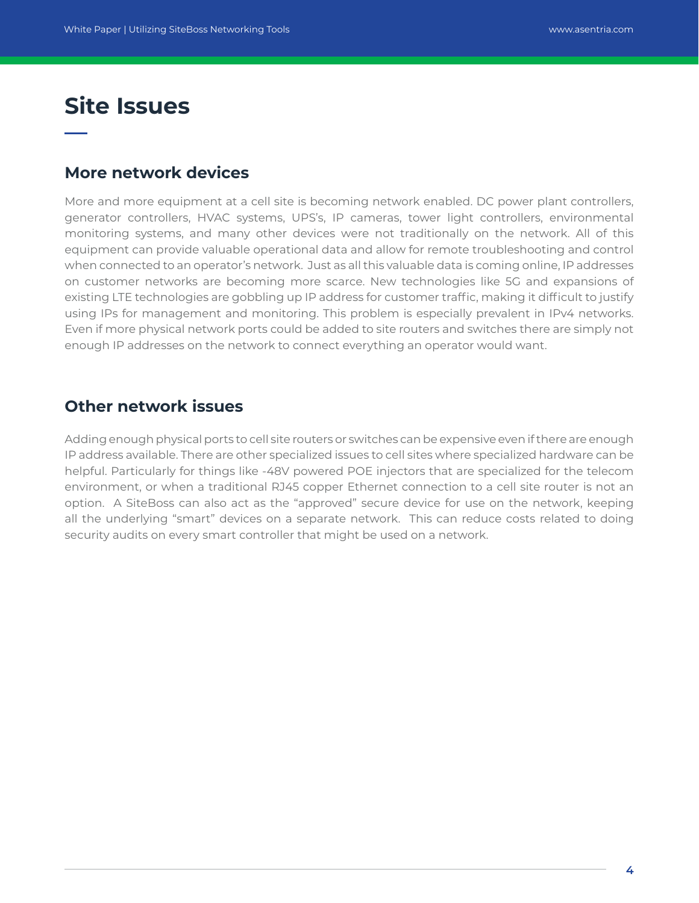# Site Issues

## More network devices

More and more equipment at a cell site is becoming network enabled. DC power plant controllers, generator controllers, HVAC systems, UPS's, IP cameras, tower light controllers, environmental monitoring systems, and many other devices were not traditionally on the network. All of this equipment can provide valuable operational data and allow for remote troubleshooting and control when connected to an operator's network. Just as all this valuable data is coming online, IP addresses on customer networks are becoming more scarce. New technologies like 5G and expansions of existing LTE technologies are gobbling up IP address for customer traffic, making it difficult to justify using IPs for management and monitoring. This problem is especially prevalent in IPv4 networks. Even if more physical network ports could be added to site routers and switches there are simply not enough IP addresses on the network to connect everything an operator would want.

## Other network issues

Adding enough physical ports to cell site routers or switches can be expensive even if there are enough IP address available. There are other specialized issues to cell sites where specialized hardware can be helpful. Particularly for things like -48V powered POE injectors that are specialized for the telecom environment, or when a traditional RJ45 copper Ethernet connection to a cell site router is not an option. A SiteBoss can also act as the "approved" secure device for use on the network, keeping all the underlying "smart" devices on a separate network. This can reduce costs related to doing security audits on every smart controller that might be used on a network.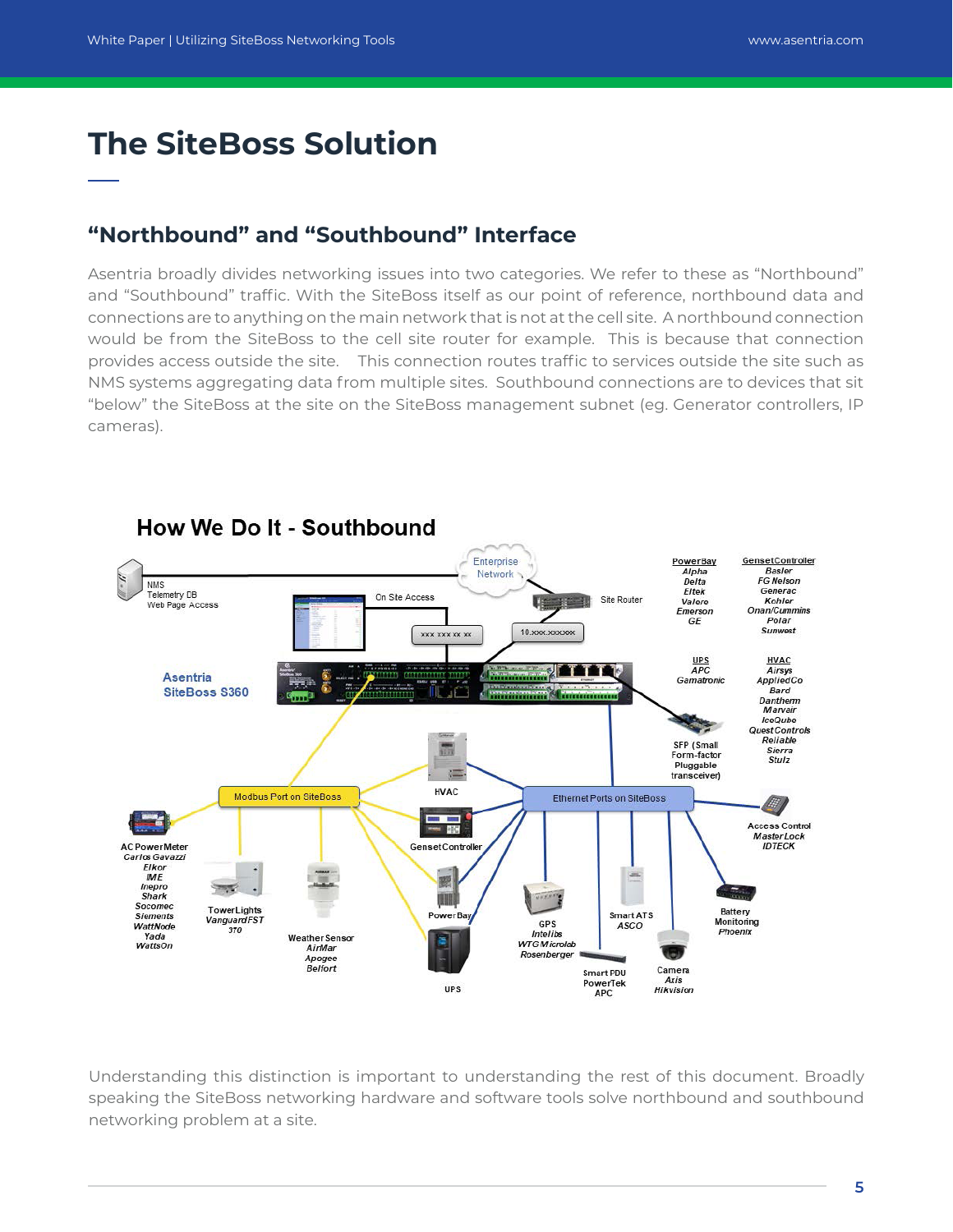# The SiteBoss Solution

## "Northbound" and "Southbound" Interface

Asentria broadly divides networking issues into two categories. We refer to these as "Northbound" and "Southbound" traffic. With the SiteBoss itself as our point of reference, northbound data and connections are to anything on the main network that is not at the cell site. A northbound connection would be from the SiteBoss to the cell site router for example. This is because that connection provides access outside the site. This connection routes traffic to services outside the site such as NMS systems aggregating data from multiple sites. Southbound connections are to devices that sit "below" the SiteBoss at the site on the SiteBoss management subnet (eg. Generator controllers, IP cameras).

### How We Do It - Southbound

Understanding this distinction is important to understanding the rest of this document. Broadly speaking the SiteBoss networking hardware and software tools solve northbound and southbound networking problem at a site.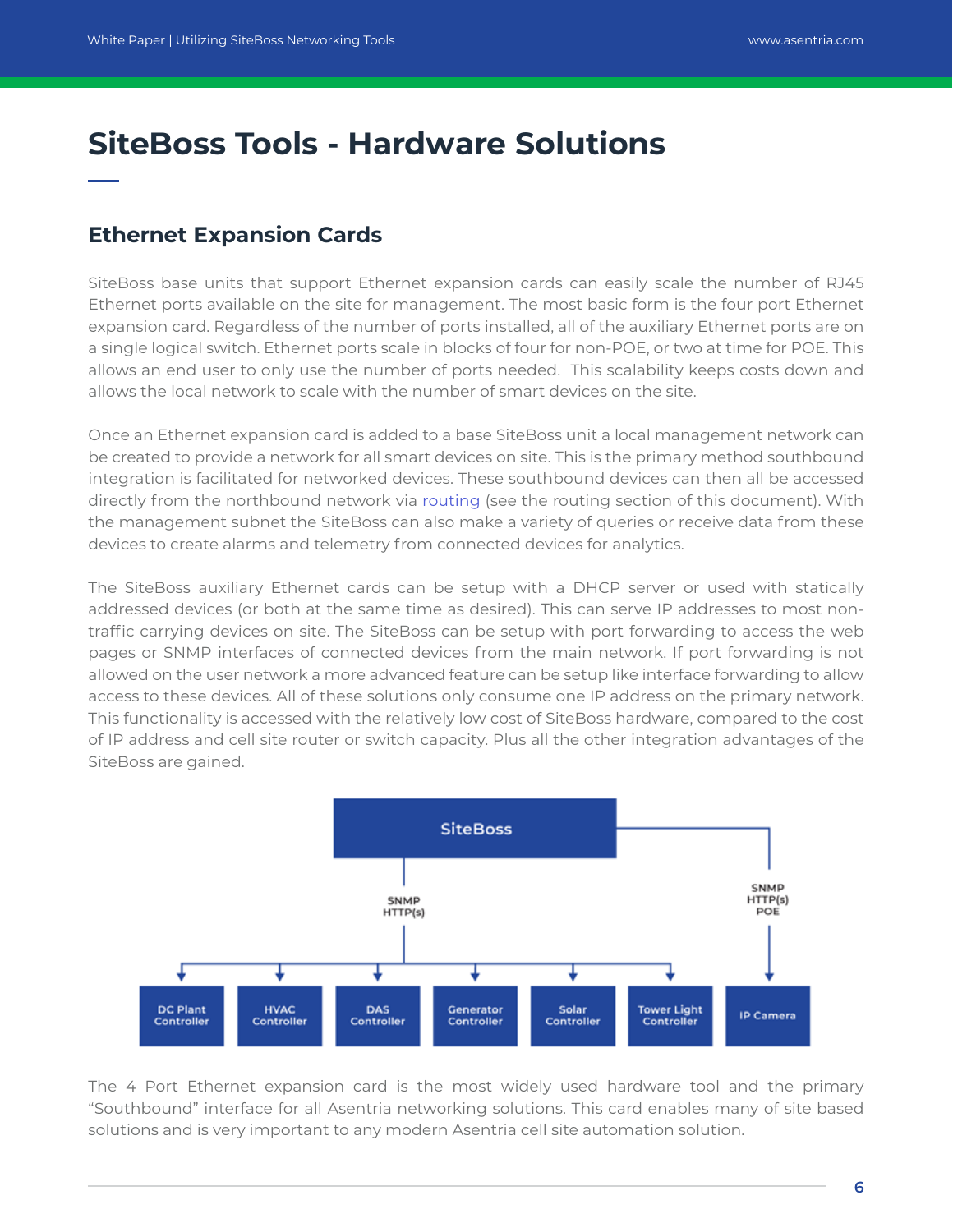# SiteBoss Tools - Hardware Solutions

## Ethernet Expansion Cards

SiteBoss base units that support Ethernet expansion cards can easily scale the number of RJ45 Ethernet ports available on the site for management. The most basic form is the four port Ethernet expansion card. Regardless of the number of ports installed, all of the auxiliary Ethernet ports are on a single logical switch. Ethernet ports scale in blocks of four for non-POE, or two at time for POE. This allows an end user to only use the number of ports needed. This scalability keeps costs down and allows the local network to scale with the number of smart devices on the site.

Once an Ethernet expansion card is added to a base SiteBoss unit a local management network can be created to provide a network for all smart devices on site. This is the primary method southbound integration is facilitated for networked devices. These southbound devices can then all be accessed directly from the northbound network via routing (see the routing section of this document). With the management subnet the SiteBoss can also make a variety of queries or receive data from these devices to create alarms and telemetry from connected devices for analytics.

The SiteBoss auxiliary Ethernet cards can be setup with a DHCP server or used with statically addressed devices (or both at the same time as desired). This can serve IP addresses to most non-traffic carrying devices on site. The SiteBoss can be setup with port forwarding to access the web pages or SNMP interfaces of connected devices from the main network. If port forwarding is not allowed on the user network a more advanced feature can be setup like interface forwarding to allow access to these devices. All of these solutions only consume one IP address on the primary network. This functionality is accessed with the relatively low cost of SiteBoss hardware, compared to the cost of IP address and cell site router or switch capacity. Plus all the other integration advantages of the SiteBoss are gained.

SiteBoss

SNMP HTTP(s)

SNMP HTTP(s) POE

DC Plant Controller | HVAC Controller | DAS Controller | Generator Controller | Solar Controller | Tower Light Controller | IP Camera

The 4 Port Ethernet expansion card is the most widely used hardware tool and the primary "Southbound" interface for all Asentria networking solutions. This card enables many of site based solutions and is very important to any modern Asentria cell site automation solution.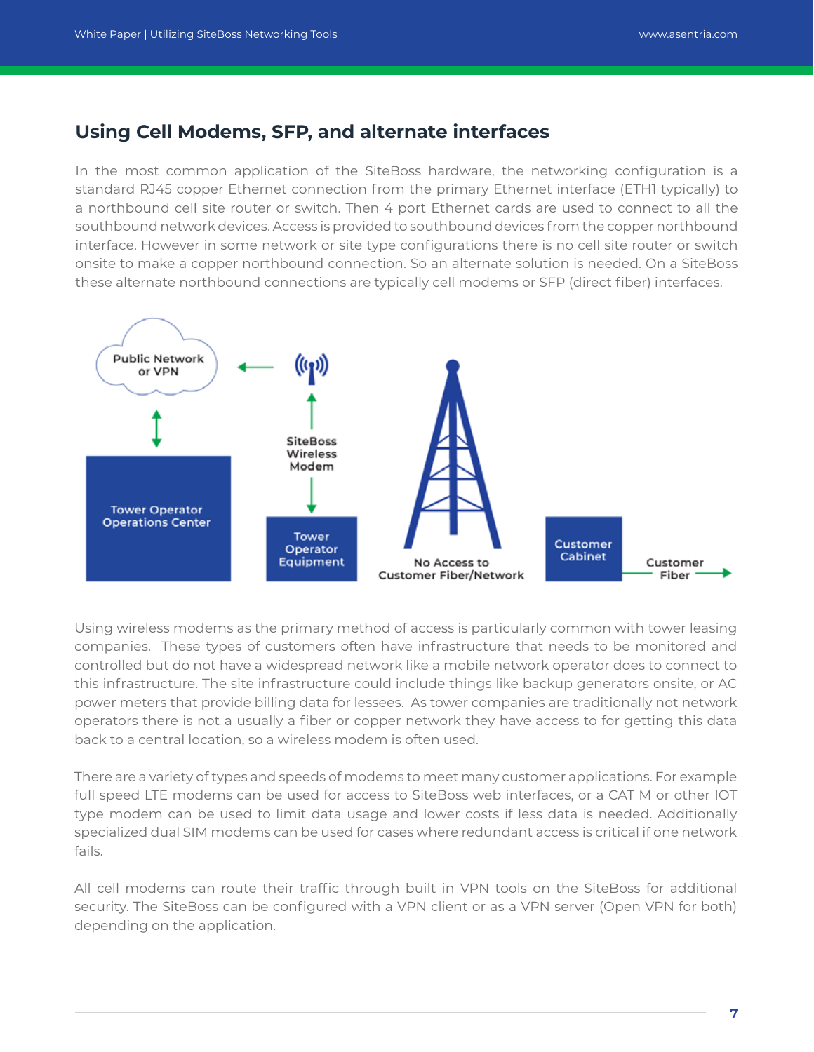## Using Cell Modems, SFP, and alternate interfaces

In the most common application of the SiteBoss hardware, the networking configuration is a standard RJ45 copper Ethernet connection from the primary Ethernet interface (ETH1 typically) to a northbound cell site router or switch. Then 4 port Ethernet cards are used to connect to all the southbound network devices. Access is provided to southbound devices from the copper northbound interface. However in some network or site type configurations there is no cell site router or switch onsite to make a copper northbound connection. So an alternate solution is needed. On a SiteBoss these alternate northbound connections are typically cell modems or SFP (direct fiber) interfaces.

Public Network or VPN

SiteBoss Wireless Modem

Tower Operator Operations Center

Tower Operator Equipment

No Access to Customer Fiber/Network

Customer Cabinet

Customer Fiber

Using wireless modems as the primary method of access is particularly common with tower leasing companies. These types of customers often have infrastructure that needs to be monitored and controlled but do not have a widespread network like a mobile network operator does to connect to this infrastructure. The site infrastructure could include things like backup generators onsite, or AC power meters that provide billing data for lessees. As tower companies are traditionally not network operators there is not a usually a fiber or copper network they have access to for getting this data back to a central location, so a wireless modem is often used.

There are a variety of types and speeds of modems to meet many customer applications. For example full speed LTE modems can be used for access to SiteBoss web interfaces, or a CAT M or other IOT type modem can be used to limit data usage and lower costs if less data is needed. Additionally specialized dual SIM modems can be used for cases where redundant access is critical if one network fails.

All cell modems can route their traffic through built in VPN tools on the SiteBoss for additional security. The SiteBoss can be configured with a VPN client or as a VPN server (Open VPN for both) depending on the application.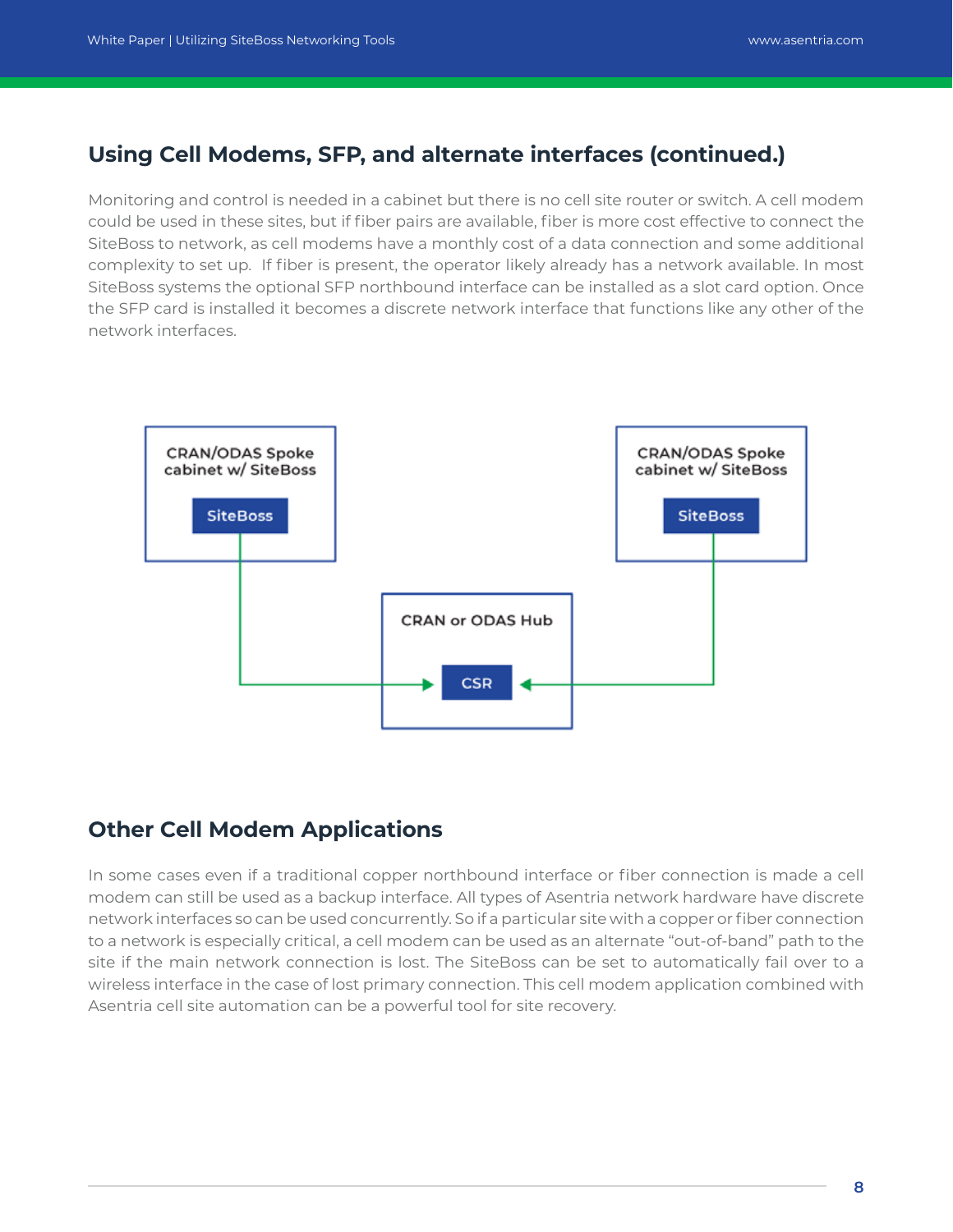## Using Cell Modems, SFP, and alternate interfaces (continued.)

Monitoring and control is needed in a cabinet but there is no cell site router or switch. A cell modem could be used in these sites, but if fiber pairs are available, fiber is more cost effective to connect the SiteBoss to network, as cell modems have a monthly cost of a data connection and some additional complexity to set up. If fiber is present, the operator likely already has a network available. In most SiteBoss systems the optional SFP northbound interface can be installed as a slot card option. Once the SFP card is installed it becomes a discrete network interface that functions like any other of the network interfaces.

CRAN/ODAS Spoke cabinet w/ SiteBoss

SiteBoss

CRAN/ODAS Spoke cabinet w/ SiteBoss

SiteBoss

CRAN or ODAS Hub

CSR

## Other Cell Modem Applications

In some cases even if a traditional copper northbound interface or fiber connection is made a cell modem can still be used as a backup interface. All types of Asentria network hardware have discrete network interfaces so can be used concurrently. So if a particular site with a copper or fiber connection to a network is especially critical, a cell modem can be used as an alternate “out-of-band” path to the site if the main network connection is lost. The SiteBoss can be set to automatically fail over to a wireless interface in the case of lost primary connection. This cell modem application combined with Asentria cell site automation can be a powerful tool for site recovery.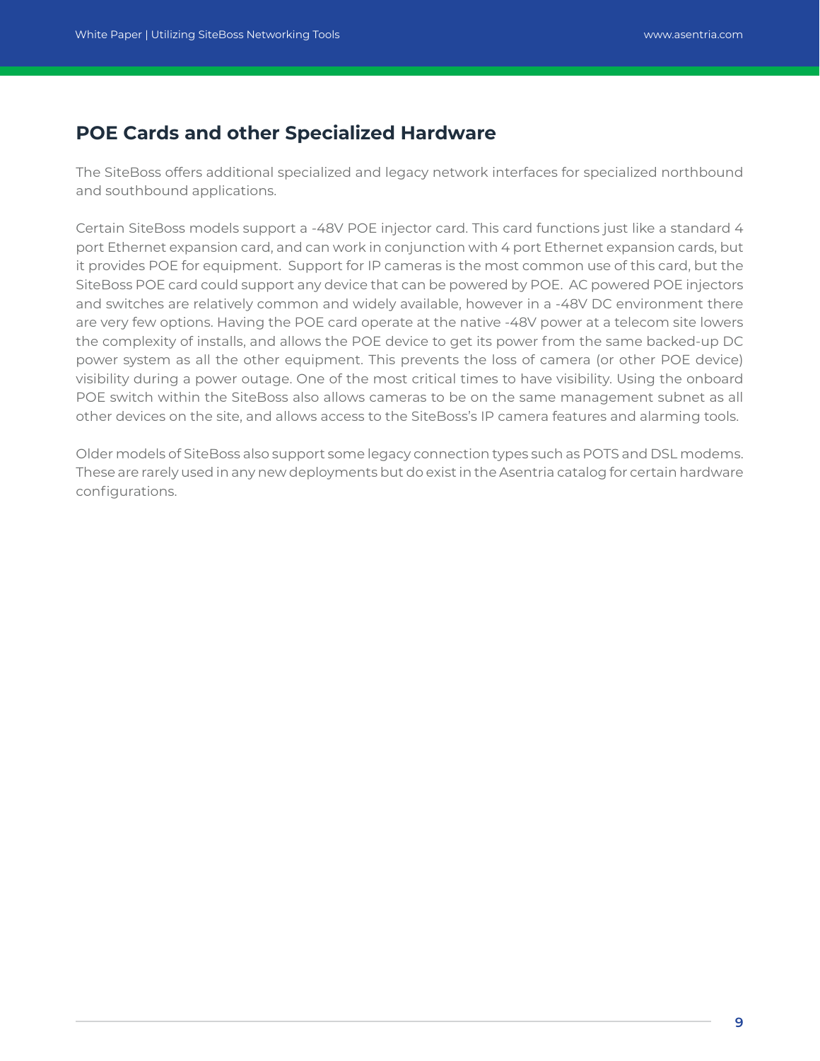## POE Cards and other Specialized Hardware

The SiteBoss offers additional specialized and legacy network interfaces for specialized northbound and southbound applications.

Certain SiteBoss models support a -48V POE injector card. This card functions just like a standard 4 port Ethernet expansion card, and can work in conjunction with 4 port Ethernet expansion cards, but it provides POE for equipment. Support for IP cameras is the most common use of this card, but the SiteBoss POE card could support any device that can be powered by POE. AC powered POE injectors and switches are relatively common and widely available, however in a -48V DC environment there are very few options. Having the POE card operate at the native -48V power at a telecom site lowers the complexity of installs, and allows the POE device to get its power from the same backed-up DC power system as all the other equipment. This prevents the loss of camera (or other POE device) visibility during a power outage. One of the most critical times to have visibility. Using the onboard POE switch within the SiteBoss also allows cameras to be on the same management subnet as all other devices on the site, and allows access to the SiteBoss's IP camera features and alarming tools.

Older models of SiteBoss also support some legacy connection types such as POTS and DSL modems. These are rarely used in any new deployments but do exist in the Asentria catalog for certain hardware configurations.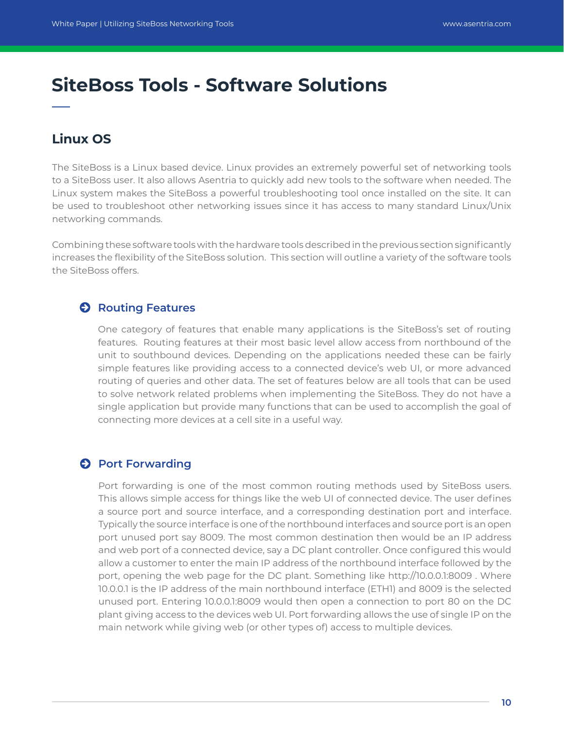# SiteBoss Tools - Software Solutions

## Linux OS

The SiteBoss is a Linux based device. Linux provides an extremely powerful set of networking tools to a SiteBoss user. It also allows Asentria to quickly add new tools to the software when needed. The Linux system makes the SiteBoss a powerful troubleshooting tool once installed on the site. It can be used to troubleshoot other networking issues since it has access to many standard Linux/Unix networking commands.

Combining these software tools with the hardware tools described in the previous section significantly increases the flexibility of the SiteBoss solution. This section will outline a variety of the software tools the SiteBoss offers.

### Routing Features

One category of features that enable many applications is the SiteBoss's set of routing features. Routing features at their most basic level allow access from northbound of the unit to southbound devices. Depending on the applications needed these can be fairly simple features like providing access to a connected device's web UI, or more advanced routing of queries and other data. The set of features below are all tools that can be used to solve network related problems when implementing the SiteBoss. They do not have a single application but provide many functions that can be used to accomplish the goal of connecting more devices at a cell site in a useful way.

### Port Forwarding

Port forwarding is one of the most common routing methods used by SiteBoss users. This allows simple access for things like the web UI of connected device. The user defines a source port and source interface, and a corresponding destination port and interface. Typically the source interface is one of the northbound interfaces and source port is an open port unused port say 8009. The most common destination then would be an IP address and web port of a connected device, say a DC plant controller. Once configured this would allow a customer to enter the main IP address of the northbound interface followed by the port, opening the web page for the DC plant. Something like http://10.0.0.1:8009 . Where 10.0.0.1 is the IP address of the main northbound interface (ETH1) and 8009 is the selected unused port. Entering 10.0.0.1:8009 would then open a connection to port 80 on the DC plant giving access to the devices web UI. Port forwarding allows the use of single IP on the main network while giving web (or other types of) access to multiple devices.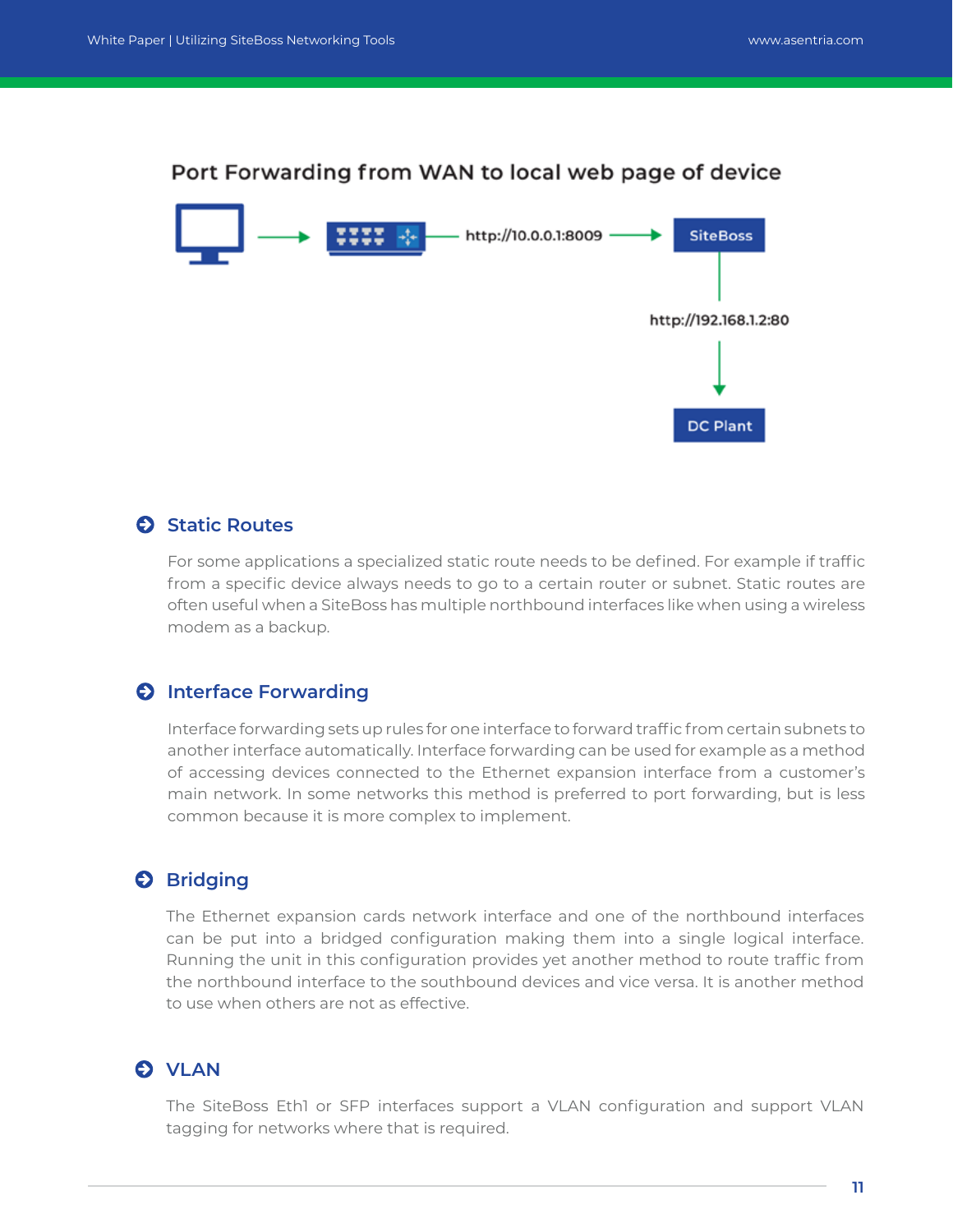## Port Forwarding from WAN to local web page of device

http://10.0.0.1:8009 → SiteBoss

http://192.168.1.2:80 → DC Plant

## Static Routes

For some applications a specialized static route needs to be defined. For example if traffic from a specific device always needs to go to a certain router or subnet. Static routes are often useful when a SiteBoss has multiple northbound interfaces like when using a wireless modem as a backup.

## Interface Forwarding

Interface forwarding sets up rules for one interface to forward traffic from certain subnets to another interface automatically. Interface forwarding can be used for example as a method of accessing devices connected to the Ethernet expansion interface from a customer's main network. In some networks this method is preferred to port forwarding, but is less common because it is more complex to implement.

## Bridging

The Ethernet expansion cards network interface and one of the northbound interfaces can be put into a bridged configuration making them into a single logical interface. Running the unit in this configuration provides yet another method to route traffic from the northbound interface to the southbound devices and vice versa. It is another method to use when others are not as effective.

## VLAN

The SiteBoss Eth1 or SFP interfaces support a VLAN configuration and support VLAN tagging for networks where that is required.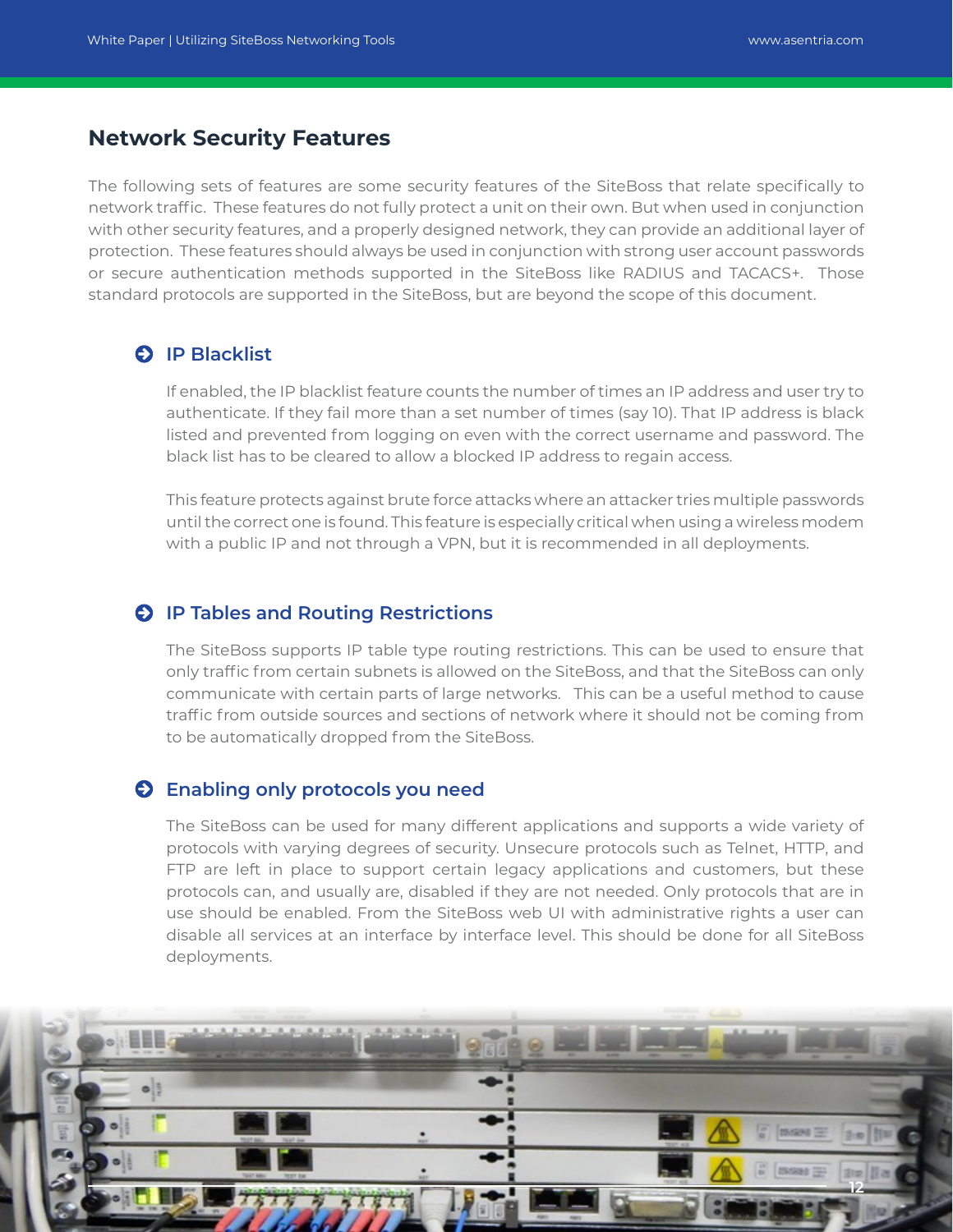## Network Security Features

The following sets of features are some security features of the SiteBoss that relate specifically to network traffic. These features do not fully protect a unit on their own. But when used in conjunction with other security features, and a properly designed network, they can provide an additional layer of protection. These features should always be used in conjunction with strong user account passwords or secure authentication methods supported in the SiteBoss like RADIUS and TACACS+. Those standard protocols are supported in the SiteBoss, but are beyond the scope of this document.

### IP Blacklist

If enabled, the IP blacklist feature counts the number of times an IP address and user try to authenticate. If they fail more than a set number of times (say 10). That IP address is black listed and prevented from logging on even with the correct username and password. The black list has to be cleared to allow a blocked IP address to regain access.

This feature protects against brute force attacks where an attacker tries multiple passwords until the correct one is found. This feature is especially critical when using a wireless modem with a public IP and not through a VPN, but it is recommended in all deployments.

### IP Tables and Routing Restrictions

The SiteBoss supports IP table type routing restrictions. This can be used to ensure that only traffic from certain subnets is allowed on the SiteBoss, and that the SiteBoss can only communicate with certain parts of large networks. This can be a useful method to cause traffic from outside sources and sections of network where it should not be coming from to be automatically dropped from the SiteBoss.

### Enabling only protocols you need

The SiteBoss can be used for many different applications and supports a wide variety of protocols with varying degrees of security. Unsecure protocols such as Telnet, HTTP, and FTP are left in place to support certain legacy applications and customers, but these protocols can, and usually are, disabled if they are not needed. Only protocols that are in use should be enabled. From the SiteBoss web UI with administrative rights a user can disable all services at an interface by interface level. This should be done for all SiteBoss deployments.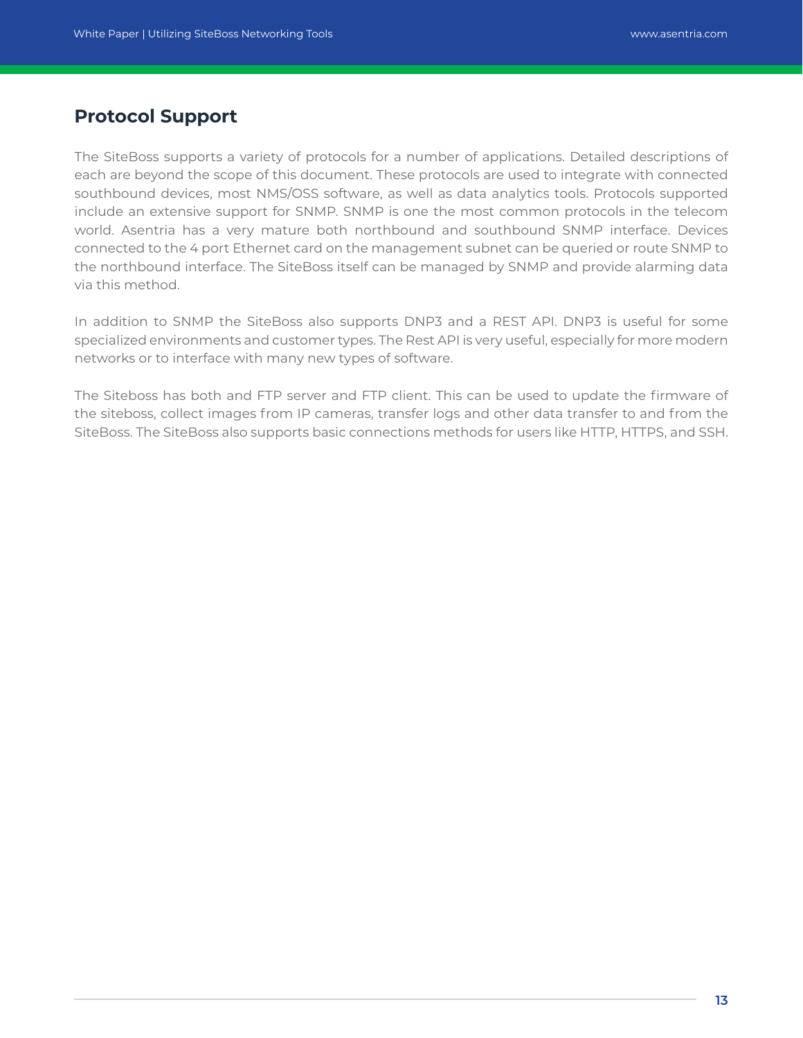## Protocol Support

The SiteBoss supports a variety of protocols for a number of applications. Detailed descriptions of each are beyond the scope of this document. These protocols are used to integrate with connected southbound devices, most NMS/OSS software, as well as data analytics tools. Protocols supported include an extensive support for SNMP. SNMP is one the most common protocols in the telecom world. Asentria has a very mature both northbound and southbound SNMP interface. Devices connected to the 4 port Ethernet card on the management subnet can be queried or route SNMP to the northbound interface. The SiteBoss itself can be managed by SNMP and provide alarming data via this method.

In addition to SNMP the SiteBoss also supports DNP3 and a REST API. DNP3 is useful for some specialized environments and customer types. The Rest API is very useful, especially for more modern networks or to interface with many new types of software.

The Siteboss has both and FTP server and FTP client. This can be used to update the firmware of the siteboss, collect images from IP cameras, transfer logs and other data transfer to and from the SiteBoss. The SiteBoss also supports basic connections methods for users like HTTP, HTTPS, and SSH.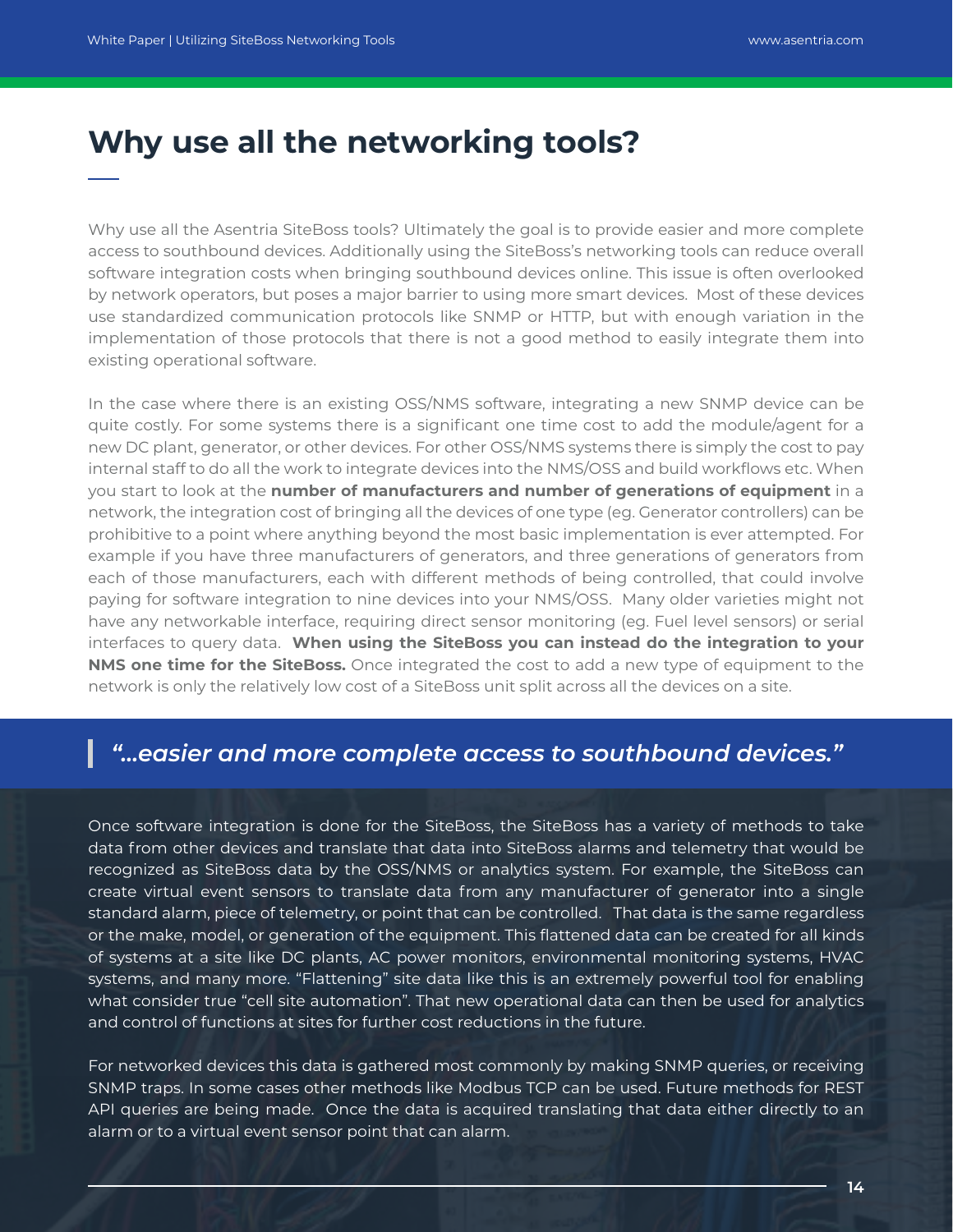# Why use all the networking tools?

Why use all the Asentria SiteBoss tools? Ultimately the goal is to provide easier and more complete access to southbound devices. Additionally using the SiteBoss's networking tools can reduce overall software integration costs when bringing southbound devices online. This issue is often overlooked by network operators, but poses a major barrier to using more smart devices. Most of these devices use standardized communication protocols like SNMP or HTTP, but with enough variation in the implementation of those protocols that there is not a good method to easily integrate them into existing operational software.

In the case where there is an existing OSS/NMS software, integrating a new SNMP device can be quite costly. For some systems there is a significant one time cost to add the module/agent for a new DC plant, generator, or other devices. For other OSS/NMS systems there is simply the cost to pay internal staff to do all the work to integrate devices into the NMS/OSS and build workflows etc. When you start to look at the **number of manufacturers and number of generations of equipment** in a network, the integration cost of bringing all the devices of one type (eg. Generator controllers) can be prohibitive to a point where anything beyond the most basic implementation is ever attempted. For example if you have three manufacturers of generators, and three generations of generators from each of those manufacturers, each with different methods of being controlled, that could involve paying for software integration to nine devices into your NMS/OSS. Many older varieties might not have any networkable interface, requiring direct sensor monitoring (eg. Fuel level sensors) or serial interfaces to query data. **When using the SiteBoss you can instead do the integration to your NMS one time for the SiteBoss.** Once integrated the cost to add a new type of equipment to the network is only the relatively low cost of a SiteBoss unit split across all the devices on a site.

> ***"...easier and more complete access to southbound devices."***

Once software integration is done for the SiteBoss, the SiteBoss has a variety of methods to take data from other devices and translate that data into SiteBoss alarms and telemetry that would be recognized as SiteBoss data by the OSS/NMS or analytics system. For example, the SiteBoss can create virtual event sensors to translate data from any manufacturer of generator into a single standard alarm, piece of telemetry, or point that can be controlled. That data is the same regardless or the make, model, or generation of the equipment. This flattened data can be created for all kinds of systems at a site like DC plants, AC power monitors, environmental monitoring systems, HVAC systems, and many more. "Flattening" site data like this is an extremely powerful tool for enabling what consider true "cell site automation". That new operational data can then be used for analytics and control of functions at sites for further cost reductions in the future.

For networked devices this data is gathered most commonly by making SNMP queries, or receiving SNMP traps. In some cases other methods like Modbus TCP can be used. Future methods for REST API queries are being made. Once the data is acquired translating that data either directly to an alarm or to a virtual event sensor point that can alarm.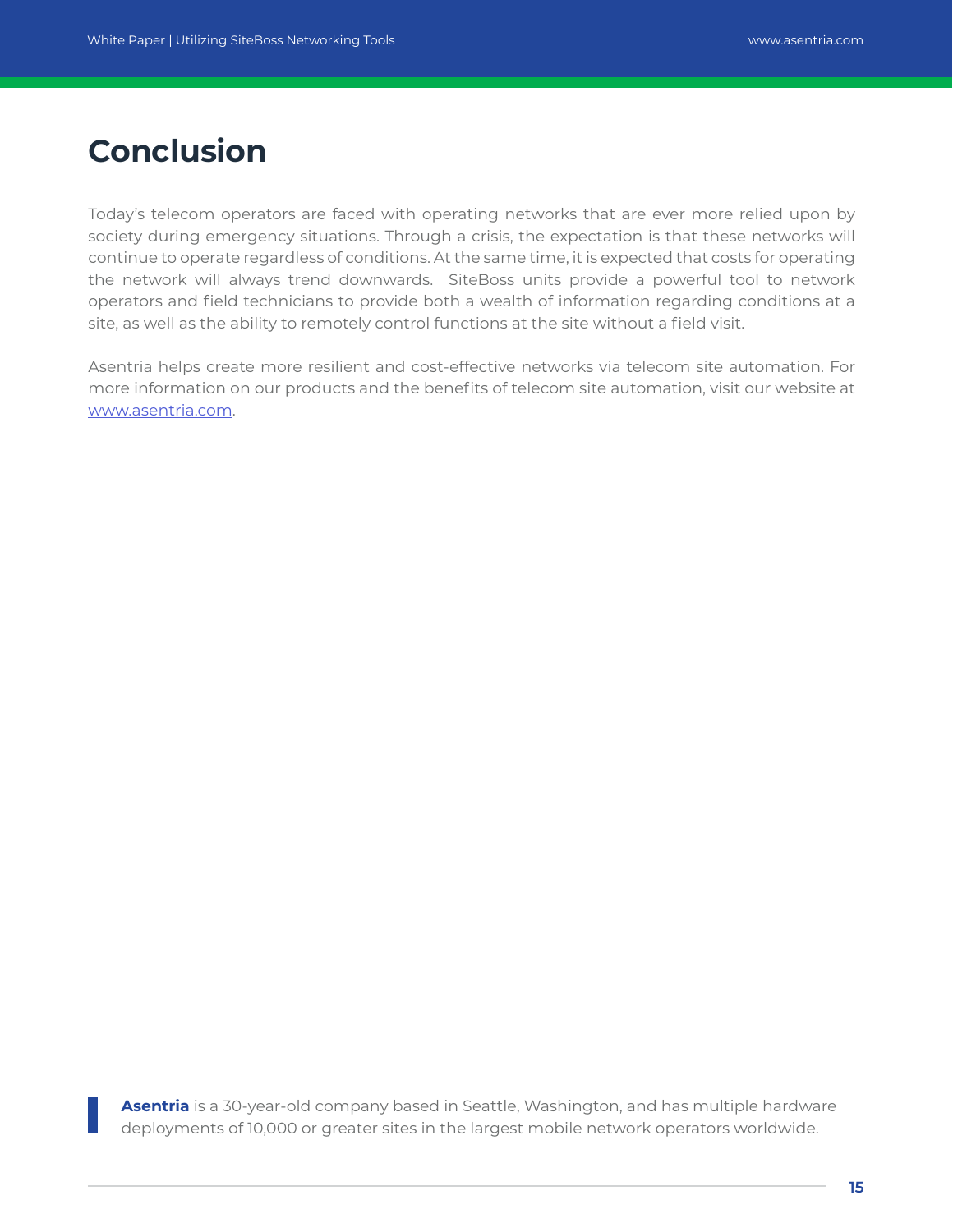# Conclusion

Today's telecom operators are faced with operating networks that are ever more relied upon by society during emergency situations. Through a crisis, the expectation is that these networks will continue to operate regardless of conditions. At the same time, it is expected that costs for operating the network will always trend downwards. SiteBoss units provide a powerful tool to network operators and field technicians to provide both a wealth of information regarding conditions at a site, as well as the ability to remotely control functions at the site without a field visit.

Asentria helps create more resilient and cost-effective networks via telecom site automation. For more information on our products and the benefits of telecom site automation, visit our website at www.asentria.com.

**Asentria** is a 30-year-old company based in Seattle, Washington, and has multiple hardware deployments of 10,000 or greater sites in the largest mobile network operators worldwide.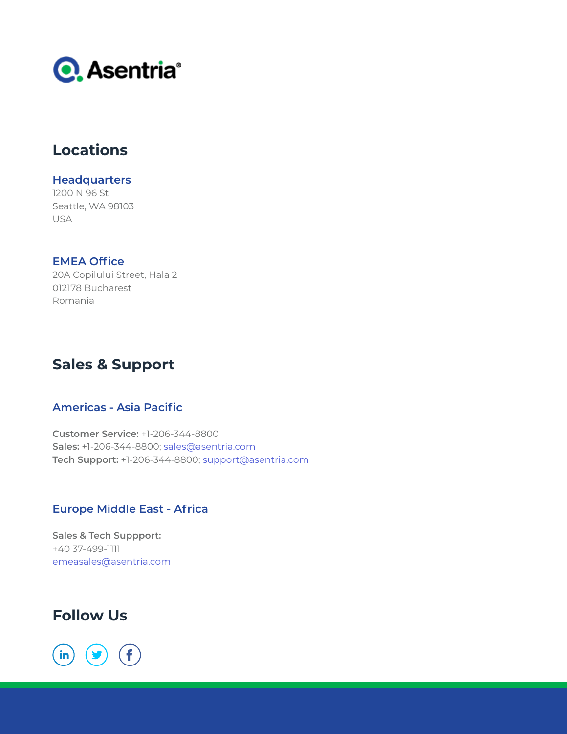Asentria

## Locations

### Headquarters
1200 N 96 St
Seattle, WA 98103
USA

### EMEA Office
20A Copilului Street, Hala 2
012178 Bucharest
Romania

## Sales & Support

### Americas - Asia Pacific

**Customer Service:** +1-206-344-8800
**Sales:** +1-206-344-8800; sales@asentria.com
**Tech Support:** +1-206-344-8800; support@asentria.com

### Europe Middle East - Africa

**Sales & Tech Suppport:**
+40 37-499-1111
emeasales@asentria.com

## Follow Us